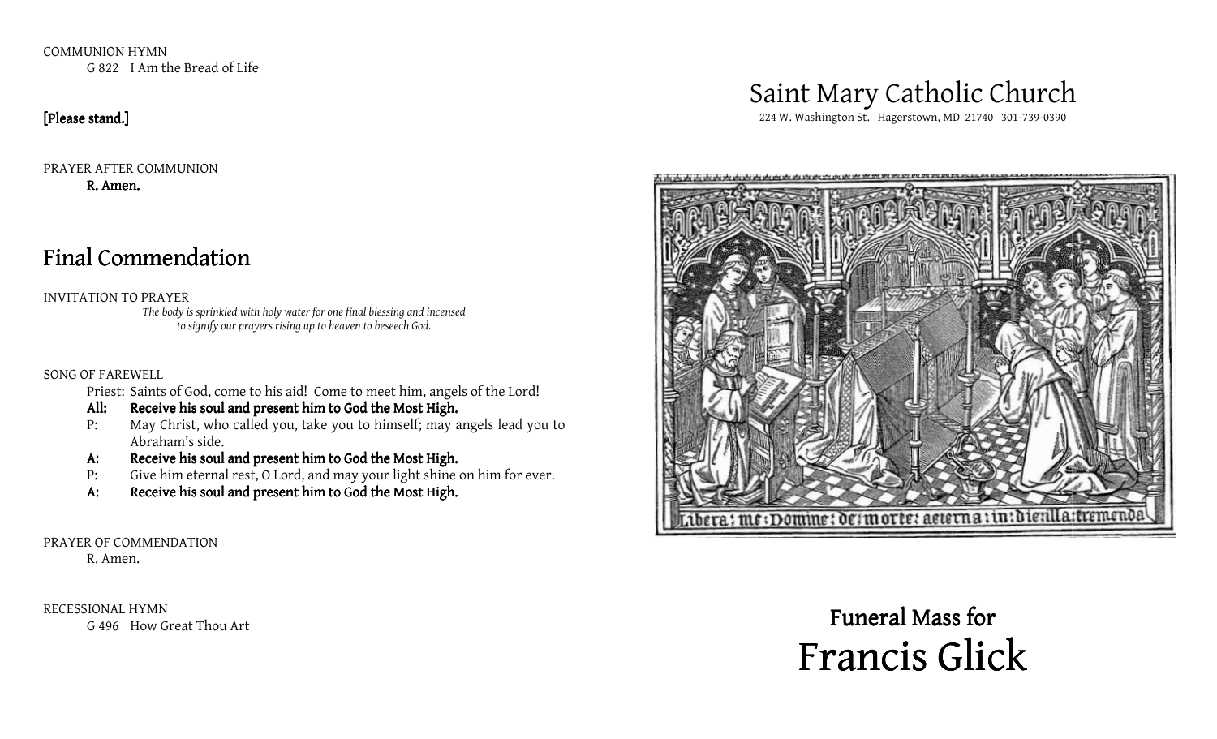COMMUNION HYMN

G 822 I Am the Bread of Life

**[Please stand.]**

PRAYER AFTER COMMUNION

**R. Amen.**

## Final Commendation

INVITATION TO PRAYER

*The body is sprinkled with holy water for one final blessing and incensed to signify our prayers rising up to heaven to beseech God.*

SONG OF FAREWELL

Priest: Saints of God, come to his aid! Come to meet him, angels of the Lord!

**All: Receive his soul and present him to God the Most High.**

P: May Christ, who called you, take you to himself; may angels lead you to Abraham's side.

**A: Receive his soul and present him to God the Most High.**

P: Give him eternal rest, O Lord, and may your light shine on him for ever.

**A: Receive his soul and present him to God the Most High.**

PRAYER OF COMMENDATION

R. Amen.

RECESSIONAL HYMN

G 496 How Great Thou Art

# Saint Mary Catholic Church

224 W. Washington St. Hagerstown, MD 21740 301-739-0390

Libera me Domine de morte aeterna in die illa tremenda

**Funeral Mass for**

# Francis Glick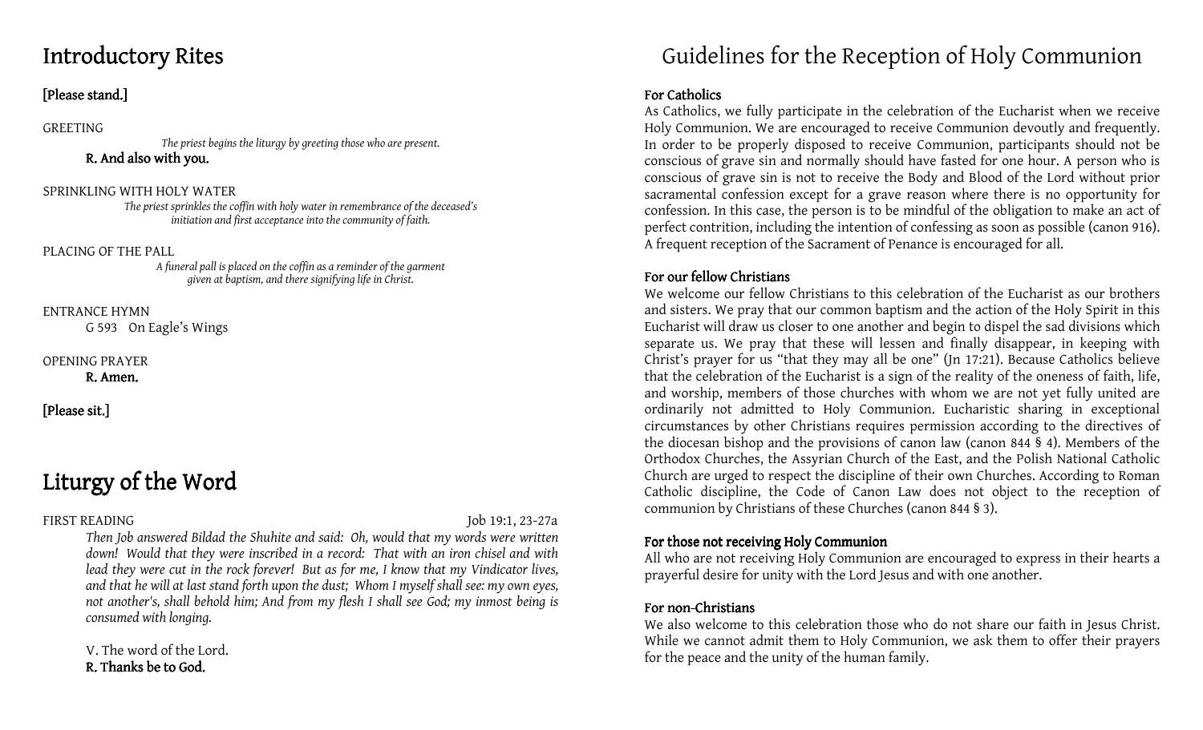# Introductory Rites

**[Please stand.]**

GREETING

*The priest begins the liturgy by greeting those who are present.*

**R. And also with you.**

SPRINKLING WITH HOLY WATER

*The priest sprinkles the coffin with holy water in remembrance of the deceased's initiation and first acceptance into the community of faith.*

PLACING OF THE PALL

*A funeral pall is placed on the coffin as a reminder of the garment given at baptism, and there signifying life in Christ.*

ENTRANCE HYMN

G 593 On Eagle's Wings

OPENING PRAYER

**R. Amen.**

**[Please sit.]**

# Liturgy of the Word

FIRST READING Job 19:1, 23-27a

*Then Job answered Bildad the Shuhite and said: Oh, would that my words were written down! Would that they were inscribed in a record: That with an iron chisel and with lead they were cut in the rock forever! But as for me, I know that my Vindicator lives, and that he will at last stand forth upon the dust; Whom I myself shall see: my own eyes, not another's, shall behold him; And from my flesh I shall see God; my inmost being is consumed with longing.*

V. The word of the Lord.
**R. Thanks be to God.**

# Guidelines for the Reception of Holy Communion

**For Catholics**

As Catholics, we fully participate in the celebration of the Eucharist when we receive Holy Communion. We are encouraged to receive Communion devoutly and frequently. In order to be properly disposed to receive Communion, participants should not be conscious of grave sin and normally should have fasted for one hour. A person who is conscious of grave sin is not to receive the Body and Blood of the Lord without prior sacramental confession except for a grave reason where there is no opportunity for confession. In this case, the person is to be mindful of the obligation to make an act of perfect contrition, including the intention of confessing as soon as possible (canon 916). A frequent reception of the Sacrament of Penance is encouraged for all.

**For our fellow Christians**

We welcome our fellow Christians to this celebration of the Eucharist as our brothers and sisters. We pray that our common baptism and the action of the Holy Spirit in this Eucharist will draw us closer to one another and begin to dispel the sad divisions which separate us. We pray that these will lessen and finally disappear, in keeping with Christ's prayer for us "that they may all be one" (Jn 17:21). Because Catholics believe that the celebration of the Eucharist is a sign of the reality of the oneness of faith, life, and worship, members of those churches with whom we are not yet fully united are ordinarily not admitted to Holy Communion. Eucharistic sharing in exceptional circumstances by other Christians requires permission according to the directives of the diocesan bishop and the provisions of canon law (canon 844 § 4). Members of the Orthodox Churches, the Assyrian Church of the East, and the Polish National Catholic Church are urged to respect the discipline of their own Churches. According to Roman Catholic discipline, the Code of Canon Law does not object to the reception of communion by Christians of these Churches (canon 844 § 3).

**For those not receiving Holy Communion**

All who are not receiving Holy Communion are encouraged to express in their hearts a prayerful desire for unity with the Lord Jesus and with one another.

**For non-Christians**

We also welcome to this celebration those who do not share our faith in Jesus Christ. While we cannot admit them to Holy Communion, we ask them to offer their prayers for the peace and the unity of the human family.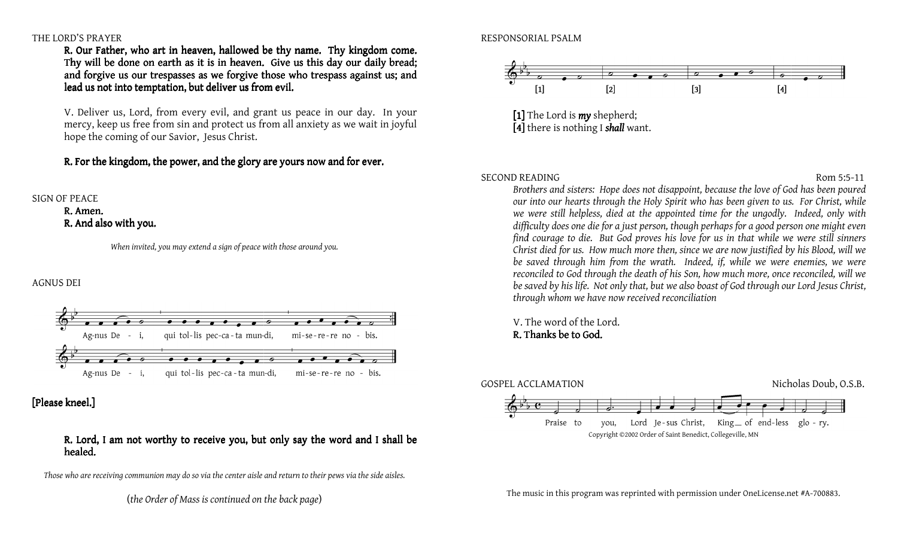THE LORD'S PRAYER

**R. Our Father, who art in heaven, hallowed be thy name. Thy kingdom come. Thy will be done on earth as it is in heaven. Give us this day our daily bread; and forgive us our trespasses as we forgive those who trespass against us; and lead us not into temptation, but deliver us from evil.**

V. Deliver us, Lord, from every evil, and grant us peace in our day. In your mercy, keep us free from sin and protect us from all anxiety as we wait in joyful hope the coming of our Savior, Jesus Christ.

**R. For the kingdom, the power, and the glory are yours now and for ever.**

SIGN OF PEACE

**R. Amen.**
**R. And also with you.**

*When invited, you may extend a sign of peace with those around you.*

AGNUS DEI

Ag-nus De - i, qui tol-lis pec-ca-ta mun-di, mi-se-re-re no - bis.

Ag-nus De - i, qui tol-lis pec-ca-ta mun-di, mi-se-re-re no - bis.

**[Please kneel.]**

**R. Lord, I am not worthy to receive you, but only say the word and I shall be healed.**

*Those who are receiving communion may do so via the center aisle and return to their pews via the side aisles.*

(*the Order of Mass is continued on the back page*)

RESPONSORIAL PSALM

[1] [2] [3] [4]

**[1]** The Lord is ***my*** shepherd;
**[4]** there is nothing I ***shall*** want.

SECOND READING Rom 5:5-11

*Brothers and sisters: Hope does not disappoint, because the love of God has been poured our into our hearts through the Holy Spirit who has been given to us. For Christ, while we were still helpless, died at the appointed time for the ungodly. Indeed, only with difficulty does one die for a just person, though perhaps for a good person one might even find courage to die. But God proves his love for us in that while we were still sinners Christ died for us. How much more then, since we are now justified by his Blood, will we be saved through him from the wrath. Indeed, if, while we were enemies, we were reconciled to God through the death of his Son, how much more, once reconciled, will we be saved by his life. Not only that, but we also boast of God through our Lord Jesus Christ, through whom we have now received reconciliation*

V. The word of the Lord.
**R. Thanks be to God.**

GOSPEL ACCLAMATION Nicholas Doub, O.S.B.

Praise to you, Lord Je-sus Christ, King\_ of end-less glo - ry.

Copyright ©2002 Order of Saint Benedict, Collegeville, MN

The music in this program was reprinted with permission under OneLicense.net #A-700883.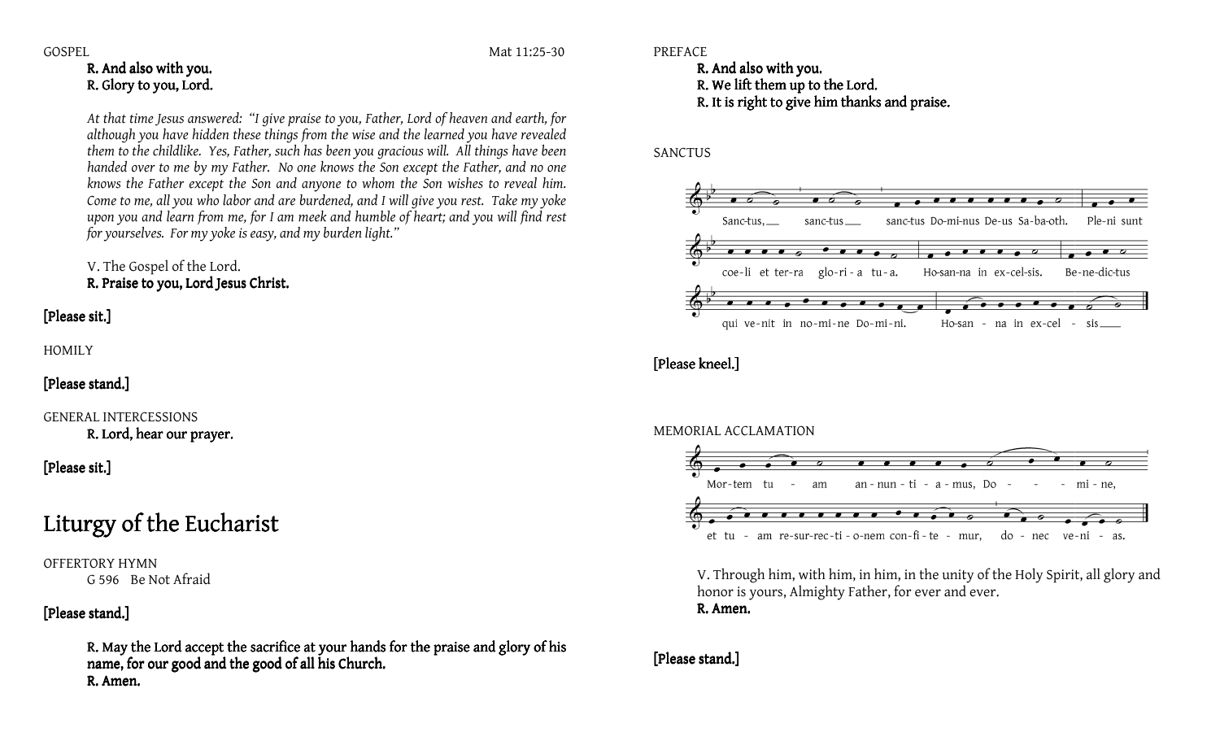GOSPEL Mat 11:25-30

**R. And also with you.**
**R. Glory to you, Lord.**

*At that time Jesus answered: "I give praise to you, Father, Lord of heaven and earth, for although you have hidden these things from the wise and the learned you have revealed them to the childlike. Yes, Father, such has been you gracious will. All things have been handed over to me by my Father. No one knows the Son except the Father, and no one knows the Father except the Son and anyone to whom the Son wishes to reveal him. Come to me, all you who labor and are burdened, and I will give you rest. Take my yoke upon you and learn from me, for I am meek and humble of heart; and you will find rest for yourselves. For my yoke is easy, and my burden light."*

V. The Gospel of the Lord.
**R. Praise to you, Lord Jesus Christ.**

**[Please sit.]**

HOMILY

**[Please stand.]**

GENERAL INTERCESSIONS
**R. Lord, hear our prayer.**

**[Please sit.]**

# Liturgy of the Eucharist

OFFERTORY HYMN
G 596 Be Not Afraid

**[Please stand.]**

**R. May the Lord accept the sacrifice at your hands for the praise and glory of his name, for our good and the good of all his Church.**
**R. Amen.**

PREFACE
**R. And also with you.**
**R. We lift them up to the Lord.**
**R. It is right to give him thanks and praise.**

SANCTUS

Sanc-tus, sanc-tus sanc-tus Do-mi-nus De-us Sa-ba-oth. Ple-ni sunt coe-li et ter-ra glo-ri-a tu-a. Ho-san-na in ex-cel-sis. Be-ne-dic-tus qui ve-nit in no-mi-ne Do-mi-ni. Ho-san - na in ex-cel - sis

**[Please kneel.]**

MEMORIAL ACCLAMATION

Mor-tem tu - am an-nun-ti-a-mus, Do - - - mi-ne, et tu - am re-sur-rec-ti-o-nem con-fi-te - mur, do - nec ve-ni - as.

V. Through him, with him, in him, in the unity of the Holy Spirit, all glory and honor is yours, Almighty Father, for ever and ever.
**R. Amen.**

**[Please stand.]**